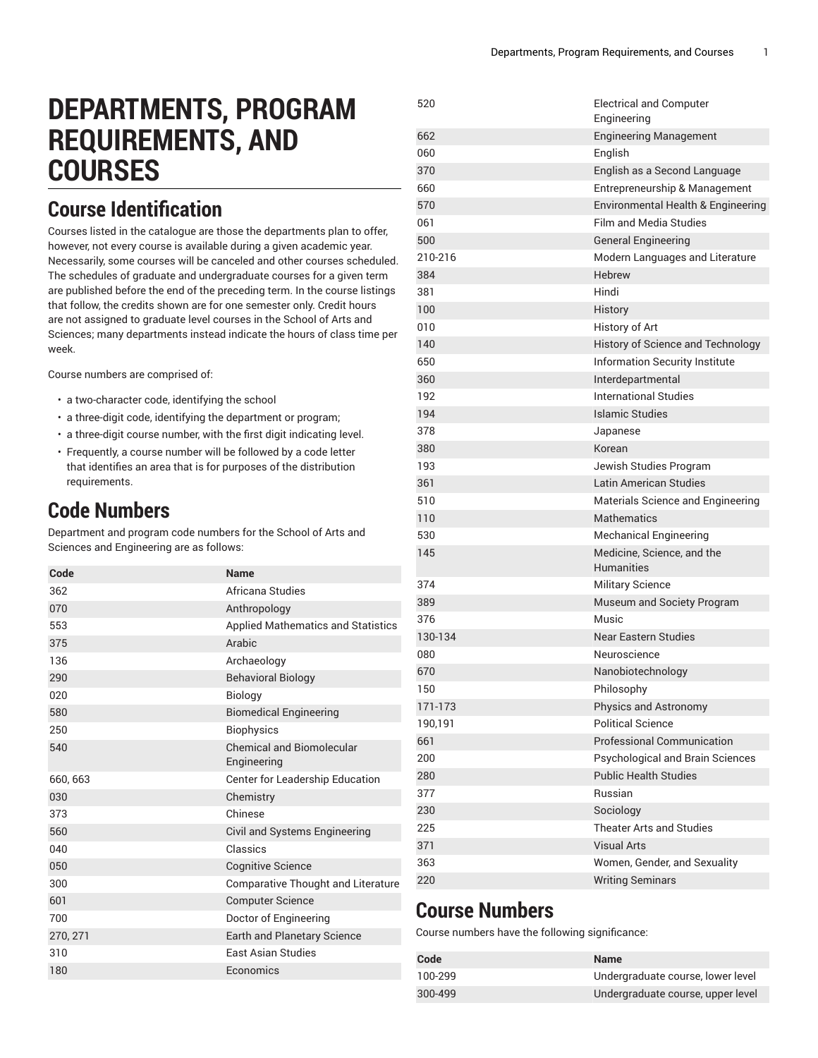# DEPARTMENTS, PROGRAM REQUIREMENTS, AND COURSES

## Course Identification

Courses listed in the catalogue are those the departments plan to offer, however, not every course is available during a given academic year. Necessarily, some courses will be canceled and other courses scheduled. The schedules of graduate and undergraduate courses for a given term are published before the end of the preceding term. In the course listings that follow, the credits shown are for one semester only. Credit hours are not assigned to graduate level courses in the School of Arts and Sciences; many departments instead indicate the hours of class time per week.

Course numbers are comprised of:

- a two-character code, identifying the school
- a three-digit code, identifying the department or program;
- a three-digit course number, with the first digit indicating level.
- Frequently, a course number will be followed by a code letter that identifies an area that is for purposes of the distribution requirements.

## Code Numbers

Department and program code numbers for the School of Arts and Sciences and Engineering are as follows:

| Code | Name |
| --- | --- |
| 362 | Africana Studies |
| 070 | Anthropology |
| 553 | Applied Mathematics and Statistics |
| 375 | Arabic |
| 136 | Archaeology |
| 290 | Behavioral Biology |
| 020 | Biology |
| 580 | Biomedical Engineering |
| 250 | Biophysics |
| 540 | Chemical and Biomolecular Engineering |
| 660, 663 | Center for Leadership Education |
| 030 | Chemistry |
| 373 | Chinese |
| 560 | Civil and Systems Engineering |
| 040 | Classics |
| 050 | Cognitive Science |
| 300 | Comparative Thought and Literature |
| 601 | Computer Science |
| 700 | Doctor of Engineering |
| 270, 271 | Earth and Planetary Science |
| 310 | East Asian Studies |
| 180 | Economics |
| 520 | Electrical and Computer Engineering |
| 662 | Engineering Management |
| 060 | English |
| 370 | English as a Second Language |
| 660 | Entrepreneurship & Management |
| 570 | Environmental Health & Engineering |
| 061 | Film and Media Studies |
| 500 | General Engineering |
| 210-216 | Modern Languages and Literature |
| 384 | Hebrew |
| 381 | Hindi |
| 100 | History |
| 010 | History of Art |
| 140 | History of Science and Technology |
| 650 | Information Security Institute |
| 360 | Interdepartmental |
| 192 | International Studies |
| 194 | Islamic Studies |
| 378 | Japanese |
| 380 | Korean |
| 193 | Jewish Studies Program |
| 361 | Latin American Studies |
| 510 | Materials Science and Engineering |
| 110 | Mathematics |
| 530 | Mechanical Engineering |
| 145 | Medicine, Science, and the Humanities |
| 374 | Military Science |
| 389 | Museum and Society Program |
| 376 | Music |
| 130-134 | Near Eastern Studies |
| 080 | Neuroscience |
| 670 | Nanobiotechnology |
| 150 | Philosophy |
| 171-173 | Physics and Astronomy |
| 190,191 | Political Science |
| 661 | Professional Communication |
| 200 | Psychological and Brain Sciences |
| 280 | Public Health Studies |
| 377 | Russian |
| 230 | Sociology |
| 225 | Theater Arts and Studies |
| 371 | Visual Arts |
| 363 | Women, Gender, and Sexuality |
| 220 | Writing Seminars |

## Course Numbers

Course numbers have the following significance:

| Code | Name |
| --- | --- |
| 100-299 | Undergraduate course, lower level |
| 300-499 | Undergraduate course, upper level |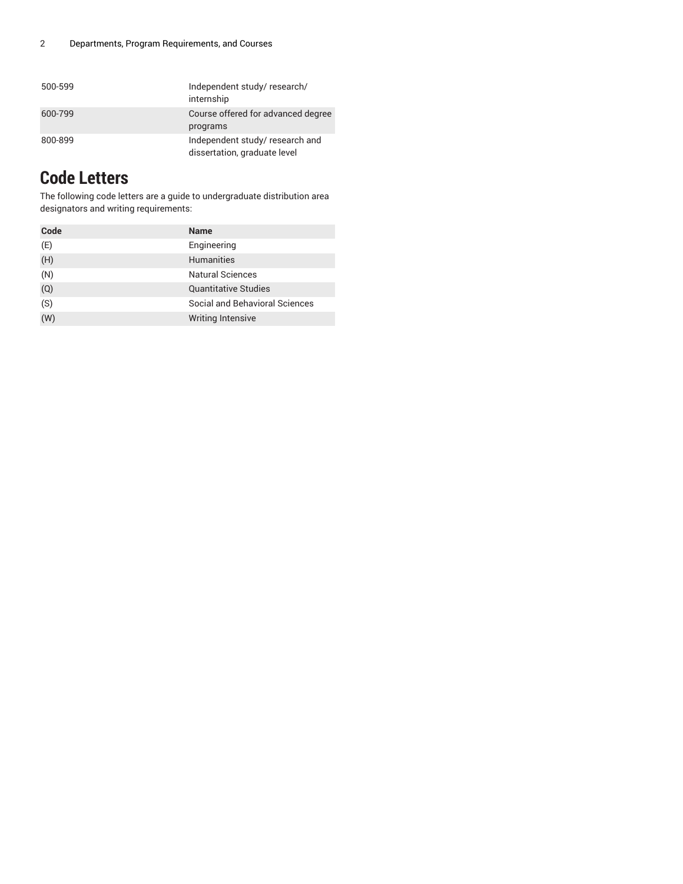| | |
|---|---|
| 500-599 | Independent study/ research/ internship |
| 600-799 | Course offered for advanced degree programs |
| 800-899 | Independent study/ research and dissertation, graduate level |

## Code Letters

The following code letters are a guide to undergraduate distribution area designators and writing requirements:

| Code | Name |
|---|---|
| (E) | Engineering |
| (H) | Humanities |
| (N) | Natural Sciences |
| (Q) | Quantitative Studies |
| (S) | Social and Behavioral Sciences |
| (W) | Writing Intensive |